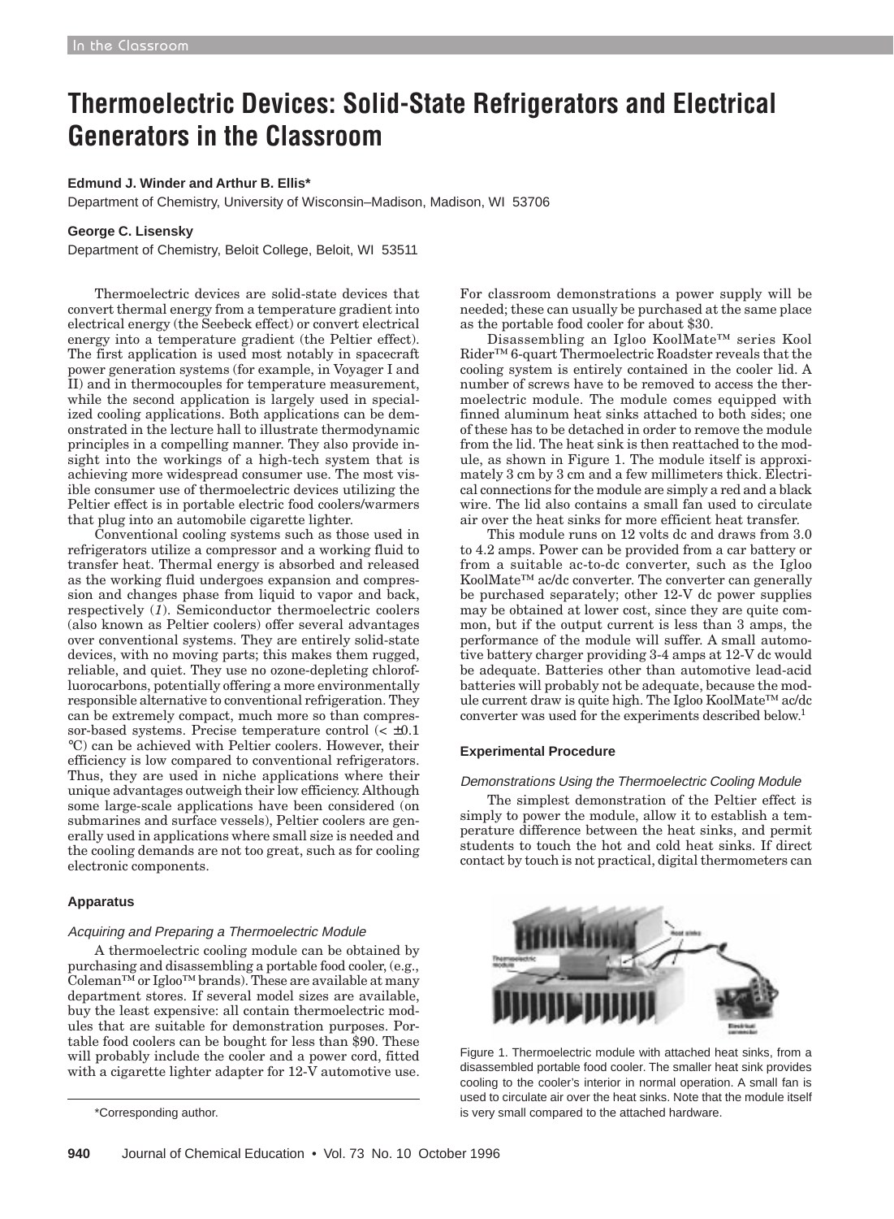# Thermoelectric Devices: Solid-State Refrigerators and Electrical Generators in the Classroom

**Edmund J. Winder and Arthur B. Ellis***

Department of Chemistry, University of Wisconsin–Madison, Madison, WI 53706

**George C. Lisensky**

Department of Chemistry, Beloit College, Beloit, WI 53511

Thermoelectric devices are solid-state devices that convert thermal energy from a temperature gradient into electrical energy (the Seebeck effect) or convert electrical energy into a temperature gradient (the Peltier effect). The first application is used most notably in spacecraft power generation systems (for example, in Voyager I and II) and in thermocouples for temperature measurement, while the second application is largely used in specialized cooling applications. Both applications can be demonstrated in the lecture hall to illustrate thermodynamic principles in a compelling manner. They also provide insight into the workings of a high-tech system that is achieving more widespread consumer use. The most visible consumer use of thermoelectric devices utilizing the Peltier effect is in portable electric food coolers/warmers that plug into an automobile cigarette lighter.

Conventional cooling systems such as those used in refrigerators utilize a compressor and a working fluid to transfer heat. Thermal energy is absorbed and released as the working fluid undergoes expansion and compression and changes phase from liquid to vapor and back, respectively (*1*). Semiconductor thermoelectric coolers (also known as Peltier coolers) offer several advantages over conventional systems. They are entirely solid-state devices, with no moving parts; this makes them rugged, reliable, and quiet. They use no ozone-depleting chlorofluorocarbons, potentially offering a more environmentally responsible alternative to conventional refrigeration. They can be extremely compact, much more so than compressor-based systems. Precise temperature control (< ±0.1 °C) can be achieved with Peltier coolers. However, their efficiency is low compared to conventional refrigerators. Thus, they are used in niche applications where their unique advantages outweigh their low efficiency. Although some large-scale applications have been considered (on submarines and surface vessels), Peltier coolers are generally used in applications where small size is needed and the cooling demands are not too great, such as for cooling electronic components.

## Apparatus

### *Acquiring and Preparing a Thermoelectric Module*

A thermoelectric cooling module can be obtained by purchasing and disassembling a portable food cooler, (e.g., Coleman™ or Igloo™ brands). These are available at many department stores. If several model sizes are available, buy the least expensive: all contain thermoelectric modules that are suitable for demonstration purposes. Portable food coolers can be bought for less than $90. These will probably include the cooler and a power cord, fitted with a cigarette lighter adapter for 12-V automotive use. For classroom demonstrations a power supply will be needed; these can usually be purchased at the same place as the portable food cooler for about $30.

Disassembling an Igloo KoolMate™ series Kool Rider™ 6-quart Thermoelectric Roadster reveals that the cooling system is entirely contained in the cooler lid. A number of screws have to be removed to access the thermoelectric module. The module comes equipped with finned aluminum heat sinks attached to both sides; one of these has to be detached in order to remove the module from the lid. The heat sink is then reattached to the module, as shown in Figure 1. The module itself is approximately 3 cm by 3 cm and a few millimeters thick. Electrical connections for the module are simply a red and a black wire. The lid also contains a small fan used to circulate air over the heat sinks for more efficient heat transfer.

This module runs on 12 volts dc and draws from 3.0 to 4.2 amps. Power can be provided from a car battery or from a suitable ac-to-dc converter, such as the Igloo KoolMate™ ac/dc converter. The converter can generally be purchased separately; other 12-V dc power supplies may be obtained at lower cost, since they are quite common, but if the output current is less than 3 amps, the performance of the module will suffer. A small automotive battery charger providing 3-4 amps at 12-V dc would be adequate. Batteries other than automotive lead-acid batteries will probably not be adequate, because the module current draw is quite high. The Igloo KoolMate™ ac/dc converter was used for the experiments described below.[1]

## Experimental Procedure

### *Demonstrations Using the Thermoelectric Cooling Module*

The simplest demonstration of the Peltier effect is simply to power the module, allow it to establish a temperature difference between the heat sinks, and permit students to touch the hot and cold heat sinks. If direct contact by touch is not practical, digital thermometers can

Figure 1. Thermoelectric module with attached heat sinks, from a disassembled portable food cooler. The smaller heat sink provides cooling to the cooler's interior in normal operation. A small fan is used to circulate air over the heat sinks. Note that the module itself is very small compared to the attached hardware.

*Corresponding author.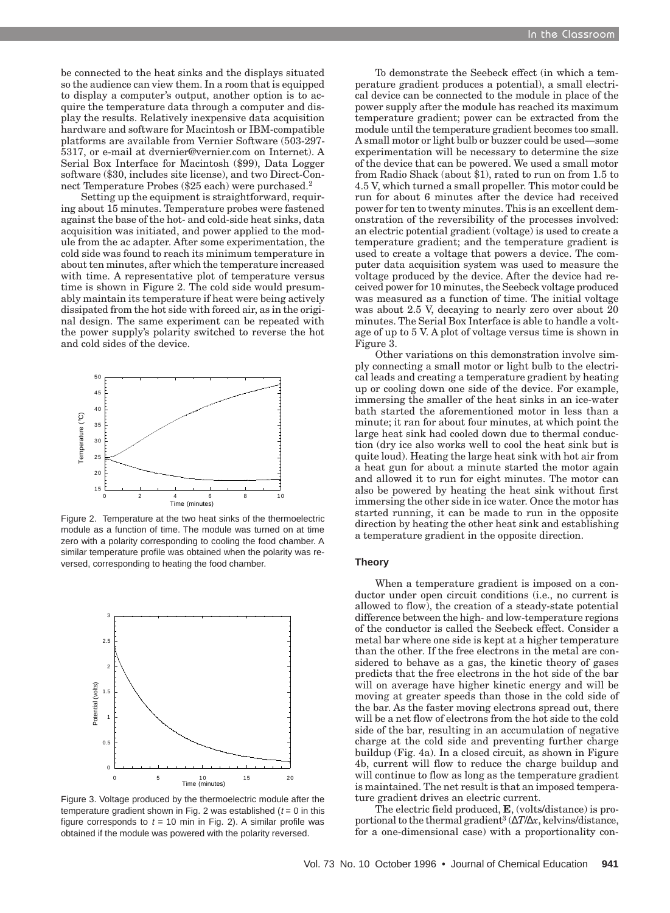be connected to the heat sinks and the displays situated so the audience can view them. In a room that is equipped to display a computer's output, another option is to acquire the temperature data through a computer and display the results. Relatively inexpensive data acquisition hardware and software for Macintosh or IBM-compatible platforms are available from Vernier Software (503-297-5317, or e-mail at dvernier@vernier.com on Internet). A Serial Box Interface for Macintosh ($99), Data Logger software ($30, includes site license), and two Direct-Connect Temperature Probes ($25 each) were purchased.[2]

Setting up the equipment is straightforward, requiring about 15 minutes. Temperature probes were fastened against the base of the hot- and cold-side heat sinks, data acquisition was initiated, and power applied to the module from the ac adapter. After some experimentation, the cold side was found to reach its minimum temperature in about ten minutes, after which the temperature increased with time. A representative plot of temperature versus time is shown in Figure 2. The cold side would presumably maintain its temperature if heat were being actively dissipated from the hot side with forced air, as in the original design. The same experiment can be repeated with the power supply's polarity switched to reverse the hot and cold sides of the device.

Temperature (°C)
50
45
40
35
30
25
20
15
0 2 4 6 8 10
Time (minutes)

Figure 2. Temperature at the two heat sinks of the thermoelectric module as a function of time. The module was turned on at time zero with a polarity corresponding to cooling the food chamber. A similar temperature profile was obtained when the polarity was reversed, corresponding to heating the food chamber.

Potential (volts)
3
2.5
2
1.5
1
0.5
0
0 5 10 15 20
Time (minutes)

Figure 3. Voltage produced by the thermoelectric module after the temperature gradient shown in Fig. 2 was established ($t$ = 0 in this figure corresponds to $t$ = 10 min in Fig. 2). A similar profile was obtained if the module was powered with the polarity reversed.

To demonstrate the Seebeck effect (in which a temperature gradient produces a potential), a small electrical device can be connected to the module in place of the power supply after the module has reached its maximum temperature gradient; power can be extracted from the module until the temperature gradient becomes too small. A small motor or light bulb or buzzer could be used—some experimentation will be necessary to determine the size of the device that can be powered. We used a small motor from Radio Shack (about $1), rated to run on from 1.5 to 4.5 V, which turned a small propeller. This motor could be run for about 6 minutes after the device had received power for ten to twenty minutes. This is an excellent demonstration of the reversibility of the processes involved: an electric potential gradient (voltage) is used to create a temperature gradient; and the temperature gradient is used to create a voltage that powers a device. The computer data acquisition system was used to measure the voltage produced by the device. After the device had received power for 10 minutes, the Seebeck voltage produced was measured as a function of time. The initial voltage was about 2.5 V, decaying to nearly zero over about 20 minutes. The Serial Box Interface is able to handle a voltage of up to 5 V. A plot of voltage versus time is shown in Figure 3.

Other variations on this demonstration involve simply connecting a small motor or light bulb to the electrical leads and creating a temperature gradient by heating up or cooling down one side of the device. For example, immersing the smaller of the heat sinks in an ice-water bath started the aforementioned motor in less than a minute; it ran for about four minutes, at which point the large heat sink had cooled down due to thermal conduction (dry ice also works well to cool the heat sink but is quite loud). Heating the large heat sink with hot air from a heat gun for about a minute started the motor again and allowed it to run for eight minutes. The motor can also be powered by heating the heat sink without first immersing the other side in ice water. Once the motor has started running, it can be made to run in the opposite direction by heating the other heat sink and establishing a temperature gradient in the opposite direction.

### Theory

When a temperature gradient is imposed on a conductor under open circuit conditions (i.e., no current is allowed to flow), the creation of a steady-state potential difference between the high- and low-temperature regions of the conductor is called the Seebeck effect. Consider a metal bar where one side is kept at a higher temperature than the other. If the free electrons in the metal are considered to behave as a gas, the kinetic theory of gases predicts that the free electrons in the hot side of the bar will on average have higher kinetic energy and will be moving at greater speeds than those in the cold side of the bar. As the faster moving electrons spread out, there will be a net flow of electrons from the hot side to the cold side of the bar, resulting in an accumulation of negative charge at the cold side and preventing further charge buildup (Fig. 4a). In a closed circuit, as shown in Figure 4b, current will flow to reduce the charge buildup and will continue to flow as long as the temperature gradient is maintained. The net result is that an imposed temperature gradient drives an electric current.

The electric field produced, $\mathbf{E}$, (volts/distance) is proportional to the thermal gradient[3] ($\Delta T/\Delta x$, kelvins/distance, for a one-dimensional case) with a proportionality con-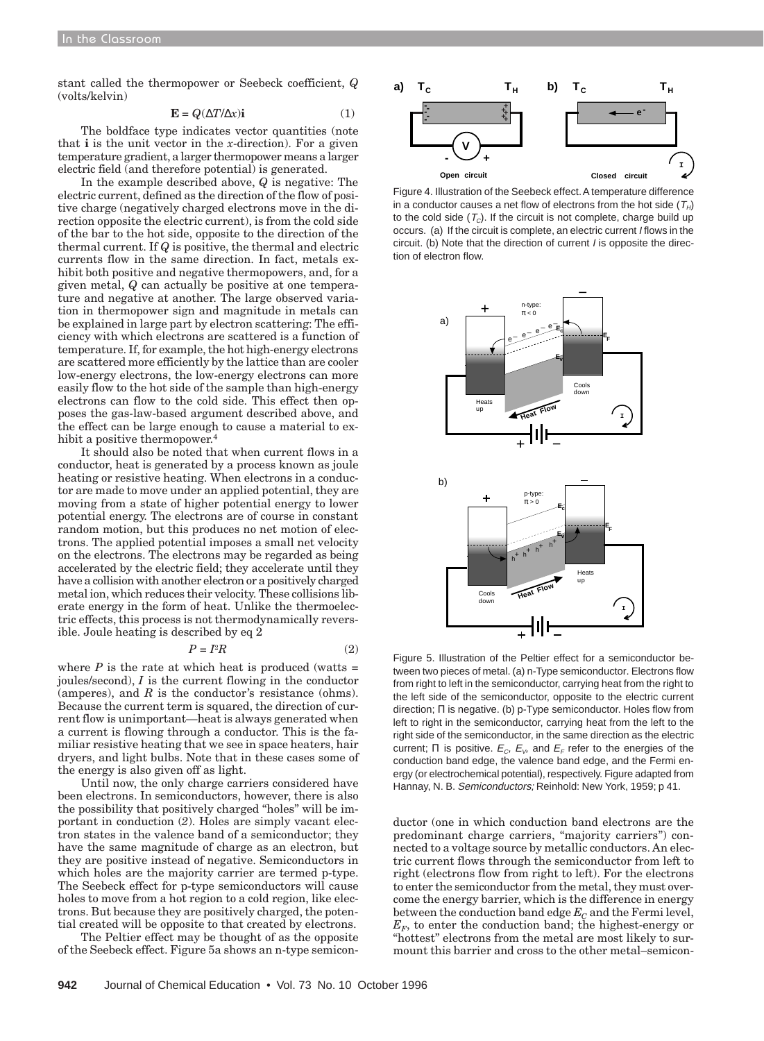stant called the thermopower or Seebeck coefficient, $Q$ (volts/kelvin)

$$\mathbf{E} = Q(\Delta T/\Delta x)\mathbf{i} \quad (1)$$

The boldface type indicates vector quantities (note that $\mathbf{i}$ is the unit vector in the $x$-direction). For a given temperature gradient, a larger thermopower means a larger electric field (and therefore potential) is generated.

In the example described above, $Q$ is negative: The electric current, defined as the direction of the flow of positive charge (negatively charged electrons move in the direction opposite the electric current), is from the cold side of the bar to the hot side, opposite to the direction of the thermal current. If $Q$ is positive, the thermal and electric currents flow in the same direction. In fact, metals exhibit both positive and negative thermopowers, and, for a given metal, $Q$ can actually be positive at one temperature and negative at another. The large observed variation in thermopower sign and magnitude in metals can be explained in large part by electron scattering: The efficiency with which electrons are scattered is a function of temperature. If, for example, the hot high-energy electrons are scattered more efficiently by the lattice than are cooler low-energy electrons, the low-energy electrons can more easily flow to the hot side of the sample than high-energy electrons can flow to the cold side. This effect then opposes the gas-law-based argument described above, and the effect can be large enough to cause a material to exhibit a positive thermopower.[4]

It should also be noted that when current flows in a conductor, heat is generated by a process known as joule heating or resistive heating. When electrons in a conductor are made to move under an applied potential, they are moving from a state of higher potential energy to lower potential energy. The electrons are of course in constant random motion, but this produces no net motion of electrons. The applied potential imposes a small net velocity on the electrons. The electrons may be regarded as being accelerated by the electric field; they accelerate until they have a collision with another electron or a positively charged metal ion, which reduces their velocity. These collisions liberate energy in the form of heat. Unlike the thermoelectric effects, this process is not thermodynamically reversible. Joule heating is described by eq 2

$$P = I^2R \quad (2)$$

where $P$ is the rate at which heat is produced (watts = joules/second), $I$ is the current flowing in the conductor (amperes), and $R$ is the conductor's resistance (ohms). Because the current term is squared, the direction of current flow is unimportant—heat is always generated when a current is flowing through a conductor. This is the familiar resistive heating that we see in space heaters, hair dryers, and light bulbs. Note that in these cases some of the energy is also given off as light.

Until now, the only charge carriers considered have been electrons. In semiconductors, however, there is also the possibility that positively charged "holes" will be important in conduction (*2*). Holes are simply vacant electron states in the valence band of a semiconductor; they have the same magnitude of charge as an electron, but they are positive instead of negative. Semiconductors in which holes are the majority carrier are termed p-type. The Seebeck effect for p-type semiconductors will cause holes to move from a hot region to a cold region, like electrons. But because they are positively charged, the potential created will be opposite to that created by electrons.

The Peltier effect may be thought of as the opposite of the Seebeck effect. Figure 5a shows an n-type semiconductor (one in which conduction band electrons are the predominant charge carriers, "majority carriers") connected to a voltage source by metallic conductors. An electric current flows through the semiconductor from left to right (electrons flow from right to left). For the electrons to enter the semiconductor from the metal, they must overcome the energy barrier, which is the difference in energy between the conduction band edge $E_C$ and the Fermi level, $E_F$, to enter the conduction band; the highest-energy or "hottest" electrons from the metal are most likely to surmount this barrier and cross to the other metal–semicon-

Figure 4. Illustration of the Seebeck effect. A temperature difference in a conductor causes a net flow of electrons from the hot side ($T_H$) to the cold side ($T_C$). If the circuit is not complete, charge build up occurs. (a) If the circuit is complete, an electric current *I* flows in the circuit. (b) Note that the direction of current *I* is opposite the direction of electron flow.

Figure 5. Illustration of the Peltier effect for a semiconductor between two pieces of metal. (a) n-Type semiconductor. Electrons flow from right to left in the semiconductor, carrying heat from the right to the left side of the semiconductor, opposite to the electric current direction; Π is negative. (b) p-Type semiconductor. Holes flow from left to right in the semiconductor, carrying heat from the left to the right side of the semiconductor, in the same direction as the electric current; Π is positive. $E_C$, $E_V$, and $E_F$ refer to the energies of the conduction band edge, the valence band edge, and the Fermi energy (or electrochemical potential), respectively. Figure adapted from Hannay, N. B. *Semiconductors;* Reinhold: New York, 1959; p 41.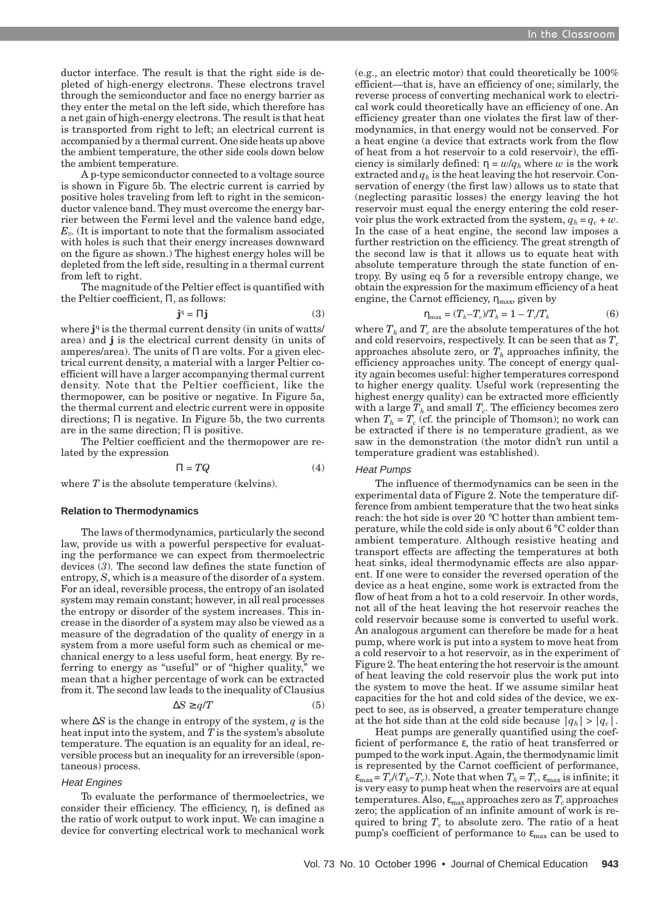ductor interface. The result is that the right side is depleted of high-energy electrons. These electrons travel through the semiconductor and face no energy barrier as they enter the metal on the left side, which therefore has a net gain of high-energy electrons. The result is that heat is transported from right to left; an electrical current is accompanied by a thermal current. One side heats up above the ambient temperature, the other side cools down below the ambient temperature.

A p-type semiconductor connected to a voltage source is shown in Figure 5b. The electric current is carried by positive holes traveling from left to right in the semiconductor valence band. They must overcome the energy barrier between the Fermi level and the valence band edge, $E_v$. (It is important to note that the formalism associated with holes is such that their energy increases downward on the figure as shown.) The highest energy holes will be depleted from the left side, resulting in a thermal current from left to right.

The magnitude of the Peltier effect is quantified with the Peltier coefficient, Π, as follows:

$$\mathbf{j}^q = \Pi \mathbf{j} \tag{3}$$

where $\mathbf{j}^q$ is the thermal current density (in units of watts/area) and $\mathbf{j}$ is the electrical current density (in units of amperes/area). The units of Π are volts. For a given electrical current density, a material with a larger Peltier coefficient will have a larger accompanying thermal current density. Note that the Peltier coefficient, like the thermopower, can be positive or negative. In Figure 5a, the thermal current and electric current were in opposite directions; Π is negative. In Figure 5b, the two currents are in the same direction; Π is positive.

The Peltier coefficient and the thermopower are related by the expression

$$\Pi = TQ \tag{4}$$

where $T$ is the absolute temperature (kelvins).

## Relation to Thermodynamics

The laws of thermodynamics, particularly the second law, provide us with a powerful perspective for evaluating the performance we can expect from thermoelectric devices (*3*). The second law defines the state function of entropy, $S$, which is a measure of the disorder of a system. For an ideal, reversible process, the entropy of an isolated system may remain constant; however, in all real processes the entropy or disorder of the system increases. This increase in the disorder of a system may also be viewed as a measure of the degradation of the quality of energy in a system from a more useful form such as chemical or mechanical energy to a less useful form, heat energy. By referring to energy as "useful" or of "higher quality," we mean that a higher percentage of work can be extracted from it. The second law leads to the inequality of Clausius

$$\Delta S \geq q/T \tag{5}$$

where $\Delta S$ is the change in entropy of the system, $q$ is the heat input into the system, and $T$ is the system's absolute temperature. The equation is an equality for an ideal, reversible process but an inequality for an irreversible (spontaneous) process.

### *Heat Engines*

To evaluate the performance of thermoelectrics, we consider their efficiency. The efficiency, η, is defined as the ratio of work output to work input. We can imagine a device for converting electrical work to mechanical work (e.g., an electric motor) that could theoretically be 100% efficient—that is, have an efficiency of one; similarly, the reverse process of converting mechanical work to electrical work could theoretically have an efficiency of one. An efficiency greater than one violates the first law of thermodynamics, in that energy would not be conserved. For a heat engine (a device that extracts work from the flow of heat from a hot reservoir to a cold reservoir), the efficiency is similarly defined: $\eta = w/q_h$ where $w$ is the work extracted and $q_h$ is the heat leaving the hot reservoir. Conservation of energy (the first law) allows us to state that (neglecting parasitic losses) the energy leaving the hot reservoir must equal the energy entering the cold reservoir plus the work extracted from the system, $q_h = q_c + w$. In the case of a heat engine, the second law imposes a further restriction on the efficiency. The great strength of the second law is that it allows us to equate heat with absolute temperature through the state function of entropy. By using eq 5 for a reversible entropy change, we obtain the expression for the maximum efficiency of a heat engine, the Carnot efficiency, $\eta_{max}$, given by

$$\eta_{max} = (T_h - T_c)/T_h = 1 - T_c/T_h \tag{6}$$

where $T_h$ and $T_c$ are the absolute temperatures of the hot and cold reservoirs, respectively. It can be seen that as $T_c$ approaches absolute zero, or $T_h$ approaches infinity, the efficiency approaches unity. The concept of energy quality again becomes useful: higher temperatures correspond to higher energy quality. Useful work (representing the highest energy quality) can be extracted more efficiently with a large $T_h$ and small $T_c$. The efficiency becomes zero when $T_h = T_c$ (cf. the principle of Thomson); no work can be extracted if there is no temperature gradient, as we saw in the demonstration (the motor didn't run until a temperature gradient was established).

### *Heat Pumps*

The influence of thermodynamics can be seen in the experimental data of Figure 2. Note the temperature difference from ambient temperature that the two heat sinks reach: the hot side is over 20 °C hotter than ambient temperature, while the cold side is only about 6 °C colder than ambient temperature. Although resistive heating and transport effects are affecting the temperatures at both heat sinks, ideal thermodynamic effects are also apparent. If one were to consider the reversed operation of the device as a heat engine, some work is extracted from the flow of heat from a hot to a cold reservoir. In other words, not all of the heat leaving the hot reservoir reaches the cold reservoir because some is converted to useful work. An analogous argument can therefore be made for a heat pump, where work is put into a system to move heat from a cold reservoir to a hot reservoir, as in the experiment of Figure 2. The heat entering the hot reservoir is the amount of heat leaving the cold reservoir plus the work put into the system to move the heat. If we assume similar heat capacities for the hot and cold sides of the device, we expect to see, as is observed, a greater temperature change at the hot side than at the cold side because $|q_h| > |q_c|$.

Heat pumps are generally quantified using the coefficient of performance ε, the ratio of heat transferred or pumped to the work input. Again, the thermodynamic limit is represented by the Carnot coefficient of performance, $\varepsilon_{max} = T_c/(T_h - T_c)$. Note that when $T_h = T_c$, $\varepsilon_{max}$ is infinite; it is very easy to pump heat when the reservoirs are at equal temperatures. Also, $\varepsilon_{max}$ approaches zero as $T_c$ approaches zero; the application of an infinite amount of work is required to bring $T_c$ to absolute zero. The ratio of a heat pump's coefficient of performance to $\varepsilon_{max}$ can be used to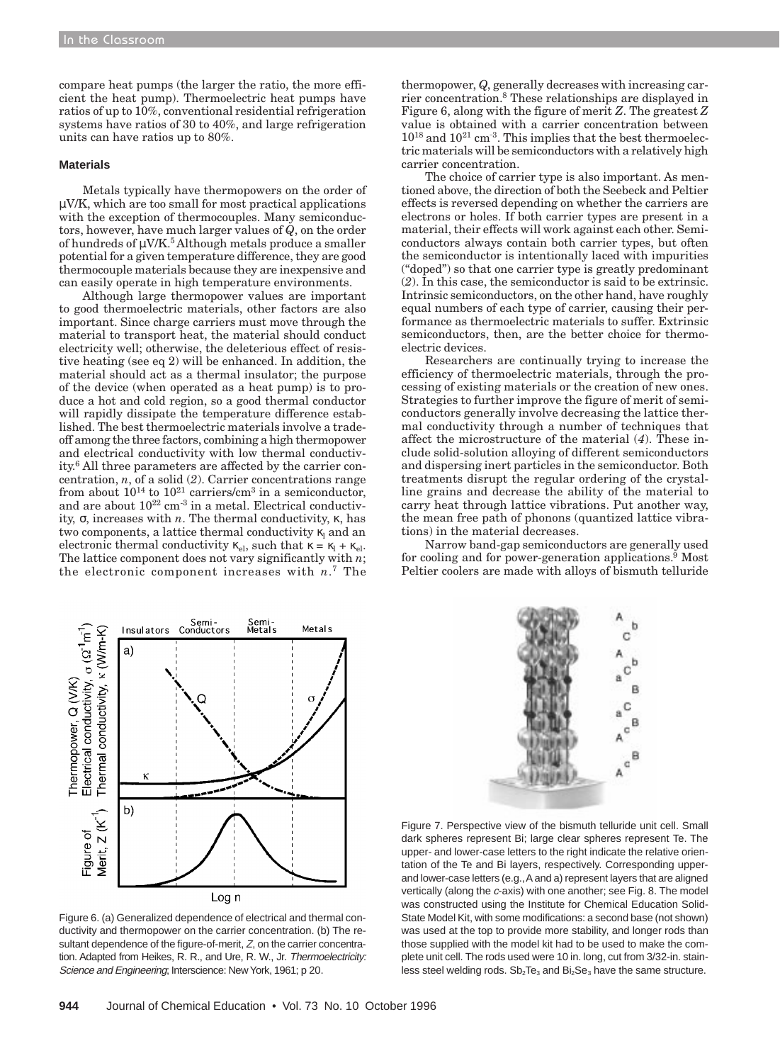compare heat pumps (the larger the ratio, the more efficient the heat pump). Thermoelectric heat pumps have ratios of up to 10%, conventional residential refrigeration systems have ratios of 30 to 40%, and large refrigeration units can have ratios up to 80%.

### Materials

Metals typically have thermopowers on the order of μV/K, which are too small for most practical applications with the exception of thermocouples. Many semiconductors, however, have much larger values of $Q$, on the order of hundreds of μV/K.[5] Although metals produce a smaller potential for a given temperature difference, they are good thermocouple materials because they are inexpensive and can easily operate in high temperature environments.

Although large thermopower values are important to good thermoelectric materials, other factors are also important. Since charge carriers must move through the material to transport heat, the material should conduct electricity well; otherwise, the deleterious effect of resistive heating (see eq 2) will be enhanced. In addition, the material should act as a thermal insulator; the purpose of the device (when operated as a heat pump) is to produce a hot and cold region, so a good thermal conductor will rapidly dissipate the temperature difference established. The best thermoelectric materials involve a tradeoff among the three factors, combining a high thermopower and electrical conductivity with low thermal conductivity.[6] All three parameters are affected by the carrier concentration, $n$, of a solid (*2*). Carrier concentrations range from about $10^{14}$ to $10^{21}$ carriers/cm$^3$ in a semiconductor, and are about $10^{22}$ cm$^{-3}$ in a metal. Electrical conductivity, $\sigma$, increases with $n$. The thermal conductivity, $\kappa$, has two components, a lattice thermal conductivity $\kappa_l$ and an electronic thermal conductivity $\kappa_{el}$, such that $\kappa = \kappa_l + \kappa_{el}$. The lattice component does not vary significantly with $n$; the electronic component increases with $n$.[7] The thermopower, $Q$, generally decreases with increasing carrier concentration.[8] These relationships are displayed in Figure 6, along with the figure of merit $Z$. The greatest $Z$ value is obtained with a carrier concentration between $10^{18}$ and $10^{21}$ cm$^{-3}$. This implies that the best thermoelectric materials will be semiconductors with a relatively high carrier concentration.

The choice of carrier type is also important. As mentioned above, the direction of both the Seebeck and Peltier effects is reversed depending on whether the carriers are electrons or holes. If both carrier types are present in a material, their effects will work against each other. Semiconductors always contain both carrier types, but often the semiconductor is intentionally laced with impurities ("doped") so that one carrier type is greatly predominant (*2*). In this case, the semiconductor is said to be extrinsic. Intrinsic semiconductors, on the other hand, have roughly equal numbers of each type of carrier, causing their performance as thermoelectric materials to suffer. Extrinsic semiconductors, then, are the better choice for thermoelectric devices.

Researchers are continually trying to increase the efficiency of thermoelectric materials, through the processing of existing materials or the creation of new ones. Strategies to further improve the figure of merit of semiconductors generally involve decreasing the lattice thermal conductivity through a number of techniques that affect the microstructure of the material (*4*). These include solid-solution alloying of different semiconductors and dispersing inert particles in the semiconductor. Both treatments disrupt the regular ordering of the crystalline grains and decrease the ability of the material to carry heat through lattice vibrations. Put another way, the mean free path of phonons (quantized lattice vibrations) in the material decreases.

Narrow band-gap semiconductors are generally used for cooling and for power-generation applications.[9] Most Peltier coolers are made with alloys of bismuth telluride

Figure 6. (a) Generalized dependence of electrical and thermal conductivity and thermopower on the carrier concentration. (b) The resultant dependence of the figure-of-merit, $Z$, on the carrier concentration. Adapted from Heikes, R. R., and Ure, R. W., Jr. *Thermoelectricity: Science and Engineering*; Interscience: New York, 1961; p 20.

Figure 7. Perspective view of the bismuth telluride unit cell. Small dark spheres represent Bi; large clear spheres represent Te. The upper- and lower-case letters to the right indicate the relative orientation of the Te and Bi layers, respectively. Corresponding upper- and lower-case letters (e.g., A and a) represent layers that are aligned vertically (along the *c*-axis) with one another; see Fig. 8. The model was constructed using the Institute for Chemical Education Solid-State Model Kit, with some modifications: a second base (not shown) was used at the top to provide more stability, and longer rods than those supplied with the model kit had to be used to make the complete unit cell. The rods used were 10 in. long, cut from 3/32-in. stainless steel welding rods. $Sb_2Te_3$ and $Bi_2Se_3$ have the same structure.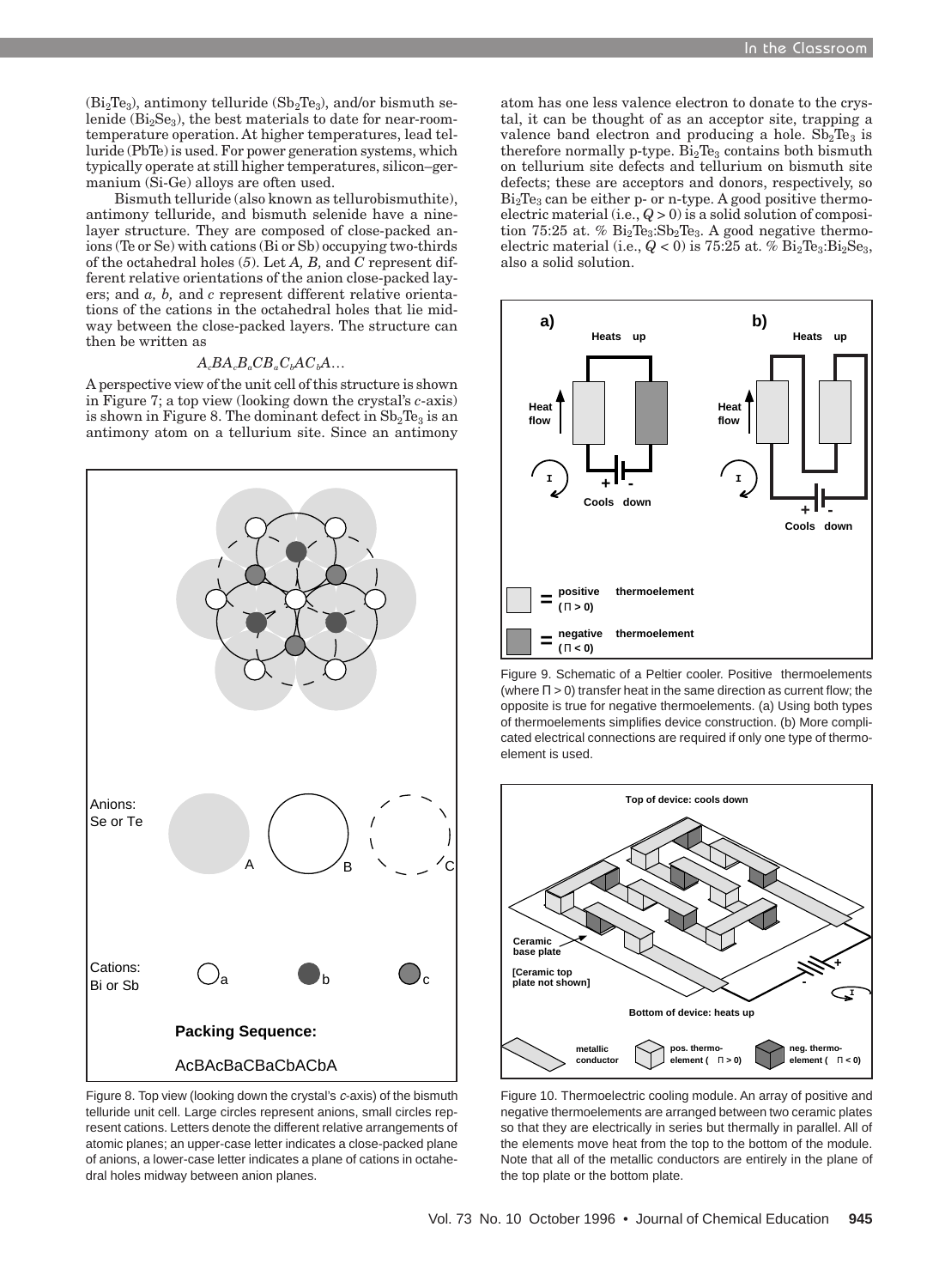($Bi_2Te_3$), antimony telluride ($Sb_2Te_3$), and/or bismuth selenide ($Bi_2Se_3$), the best materials to date for near-room-temperature operation. At higher temperatures, lead telluride (PbTe) is used. For power generation systems, which typically operate at still higher temperatures, silicon–germanium (Si-Ge) alloys are often used.

Bismuth telluride (also known as tellurobismuthite), antimony telluride, and bismuth selenide have a nine-layer structure. They are composed of close-packed anions (Te or Se) with cations (Bi or Sb) occupying two-thirds of the octahedral holes (*5*). Let *A, B,* and *C* represent different relative orientations of the anion close-packed layers; and *a, b,* and *c* represent different relative orientations of the cations in the octahedral holes that lie midway between the close-packed layers. The structure can then be written as

$$A_cBA_cB_aCB_aC_bAC_bA\ldots$$

A perspective view of the unit cell of this structure is shown in Figure 7; a top view (looking down the crystal's *c*-axis) is shown in Figure 8. The dominant defect in $Sb_2Te_3$ is an antimony atom on a tellurium site. Since an antimony atom has one less valence electron to donate to the crystal, it can be thought of as an acceptor site, trapping a valence band electron and producing a hole. $Sb_2Te_3$ is therefore normally p-type. $Bi_2Te_3$ contains both bismuth on tellurium site defects and tellurium on bismuth site defects; these are acceptors and donors, respectively, so $Bi_2Te_3$ can be either p- or n-type. A good positive thermoelectric material (i.e., $Q > 0$) is a solid solution of composition 75:25 at. % $Bi_2Te_3$:$Sb_2Te_3$. A good negative thermoelectric material (i.e., $Q < 0$) is 75:25 at. % $Bi_2Te_3$:$Bi_2Se_3$, also a solid solution.

Figure 8. Top view (looking down the crystal's *c*-axis) of the bismuth telluride unit cell. Large circles represent anions, small circles represent cations. Letters denote the different relative arrangements of atomic planes; an upper-case letter indicates a close-packed plane of anions, a lower-case letter indicates a plane of cations in octahedral holes midway between anion planes.

Figure 9. Schematic of a Peltier cooler. Positive thermoelements (where $\Pi > 0$) transfer heat in the same direction as current flow; the opposite is true for negative thermoelements. (a) Using both types of thermoelements simplifies device construction. (b) More complicated electrical connections are required if only one type of thermoelement is used.

Figure 10. Thermoelectric cooling module. An array of positive and negative thermoelements are arranged between two ceramic plates so that they are electrically in series but thermally in parallel. All of the elements move heat from the top to the bottom of the module. Note that all of the metallic conductors are entirely in the plane of the top plate or the bottom plate.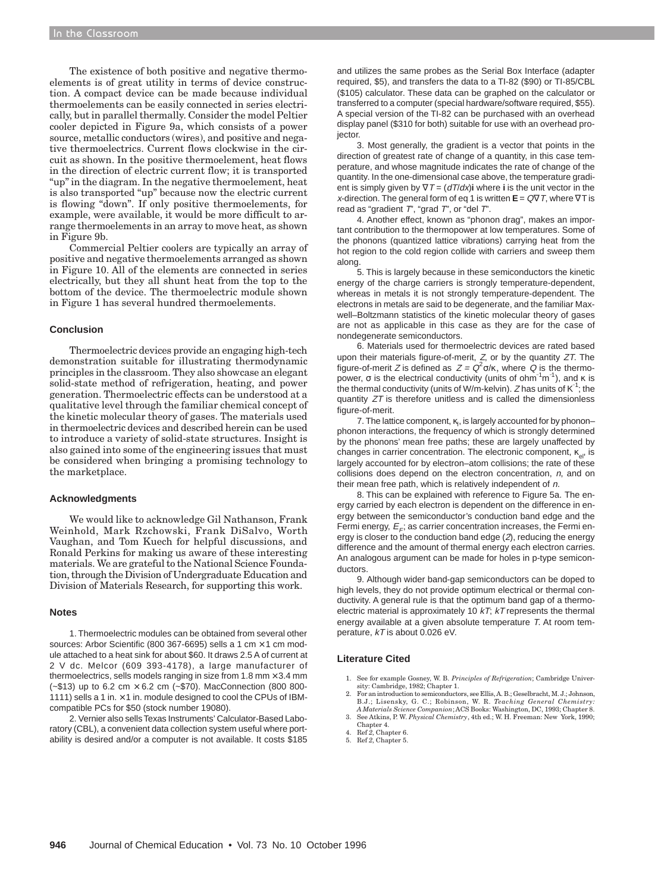The existence of both positive and negative thermoelements is of great utility in terms of device construction. A compact device can be made because individual thermoelements can be easily connected in series electrically, but in parallel thermally. Consider the model Peltier cooler depicted in Figure 9a, which consists of a power source, metallic conductors (wires), and positive and negative thermoelectrics. Current flows clockwise in the circuit as shown. In the positive thermoelement, heat flows in the direction of electric current flow; it is transported "up" in the diagram. In the negative thermoelement, heat is also transported "up" because now the electric current is flowing "down". If only positive thermoelements, for example, were available, it would be more difficult to arrange thermoelements in an array to move heat, as shown in Figure 9b.

Commercial Peltier coolers are typically an array of positive and negative thermoelements arranged as shown in Figure 10. All of the elements are connected in series electrically, but they all shunt heat from the top to the bottom of the device. The thermoelectric module shown in Figure 1 has several hundred thermoelements.

## Conclusion

Thermoelectric devices provide an engaging high-tech demonstration suitable for illustrating thermodynamic principles in the classroom. They also showcase an elegant solid-state method of refrigeration, heating, and power generation. Thermoelectric effects can be understood at a qualitative level through the familiar chemical concept of the kinetic molecular theory of gases. The materials used in thermoelectric devices and described herein can be used to introduce a variety of solid-state structures. Insight is also gained into some of the engineering issues that must be considered when bringing a promising technology to the marketplace.

## Acknowledgments

We would like to acknowledge Gil Nathanson, Frank Weinhold, Mark Rzchowski, Frank DiSalvo, Worth Vaughan, and Tom Kuech for helpful discussions, and Ronald Perkins for making us aware of these interesting materials. We are grateful to the National Science Foundation, through the Division of Undergraduate Education and Division of Materials Research, for supporting this work.

## Notes

1. Thermoelectric modules can be obtained from several other sources: Arbor Scientific (800 367-6695) sells a 1 cm × 1 cm module attached to a heat sink for about $60. It draws 2.5 A of current at 2 V dc. Melcor (609 393-4178), a large manufacturer of thermoelectrics, sells models ranging in size from 1.8 mm × 3.4 mm (~$13) up to 6.2 cm × 6.2 cm (~$70). MacConnection (800 800-1111) sells a 1 in. × 1 in. module designed to cool the CPUs of IBM-compatible PCs for $50 (stock number 19080).

2. Vernier also sells Texas Instruments' Calculator-Based Laboratory (CBL), a convenient data collection system useful where portability is desired and/or a computer is not available. It costs $185 and utilizes the same probes as the Serial Box Interface (adapter required, $5), and transfers the data to a TI-82 ($90) or TI-85/CBL ($105) calculator. These data can be graphed on the calculator or transferred to a computer (special hardware/software required, $55). A special version of the TI-82 can be purchased with an overhead display panel ($310 for both) suitable for use with an overhead projector.

3. Most generally, the gradient is a vector that points in the direction of greatest rate of change of a quantity, in this case temperature, and whose magnitude indicates the rate of change of the quantity. In the one-dimensional case above, the temperature gradient is simply given by $\nabla T = (dT/dx)\mathbf{i}$ where $\mathbf{i}$ is the unit vector in the $x$-direction. The general form of eq 1 is written $\mathbf{E} = Q\nabla T$, where $\nabla T$ is read as "gradient $T$", "grad $T$", or "del $T$".

4. Another effect, known as "phonon drag", makes an important contribution to the thermopower at low temperatures. Some of the phonons (quantized lattice vibrations) carrying heat from the hot region to the cold region collide with carriers and sweep them along.

5. This is largely because in these semiconductors the kinetic energy of the charge carriers is strongly temperature-dependent, whereas in metals it is not strongly temperature-dependent. The electrons in metals are said to be degenerate, and the familiar Maxwell–Boltzmann statistics of the kinetic molecular theory of gases are not as applicable in this case as they are for the case of nondegenerate semiconductors.

6. Materials used for thermoelectric devices are rated based upon their materials figure-of-merit, $Z$, or by the quantity $ZT$. The figure-of-merit $Z$ is defined as $Z = Q^2\sigma/\kappa$, where $Q$ is the thermopower, $\sigma$ is the electrical conductivity (units of $\text{ohm}^{-1}\text{m}^{-1}$), and $\kappa$ is the thermal conductivity (units of W/m-kelvin). $Z$ has units of $K^{-1}$; the quantity $ZT$ is therefore unitless and is called the dimensionless figure-of-merit.

7. The lattice component, $\kappa_l$, is largely accounted for by phonon–phonon interactions, the frequency of which is strongly determined by the phonons' mean free paths; these are largely unaffected by changes in carrier concentration. The electronic component, $\kappa_{el}$, is largely accounted for by electron–atom collisions; the rate of these collisions does depend on the electron concentration, $n$, and on their mean free path, which is relatively independent of $n$.

8. This can be explained with reference to Figure 5a. The energy carried by each electron is dependent on the difference in energy between the semiconductor's conduction band edge and the Fermi energy, $E_F$; as carrier concentration increases, the Fermi energy is closer to the conduction band edge (*2*), reducing the energy difference and the amount of thermal energy each electron carries. An analogous argument can be made for holes in p-type semiconductors.

9. Although wider band-gap semiconductors can be doped to high levels, they do not provide optimum electrical or thermal conductivity. A general rule is that the optimum band gap of a thermoelectric material is approximately 10 $kT$; $kT$ represents the thermal energy available at a given absolute temperature $T$. At room temperature, $kT$ is about 0.026 eV.

## Literature Cited

1. See for example Gosney, W. B. *Principles of Refrigeration*; Cambridge University: Cambridge, 1982; Chapter 1.
2. For an introduction to semiconductors, see Ellis, A. B.; Geselbracht, M. J.; Johnson, B.J.; Lisensky, G. C.; Robinson, W. R. *Teaching General Chemistry: A Materials Science Companion*; ACS Books: Washington, DC, 1993; Chapter 8.
3. See Atkins, P. W. *Physical Chemistry*, 4th ed.; W. H. Freeman: New York, 1990; Chapter 4.
4. Ref *2*, Chapter 6.
5. Ref *2*, Chapter 5.